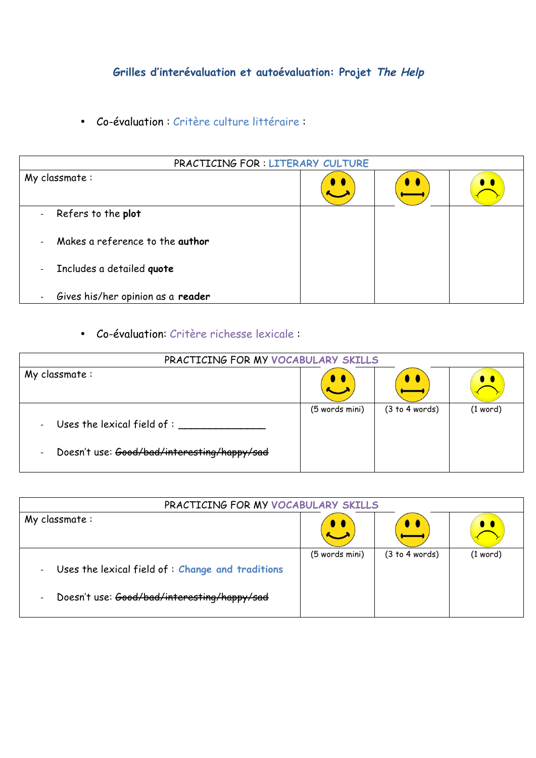# Grilles d'interévaluation et autoévaluation: Projet *The Help*

- Co-évaluation : Critère culture littéraire :

| PRACTICING FOR : LITERARY CULTURE | | | |
|---|---|---|---|
| My classmate : | 🙂 | 😐 | 🙁 |
| - Refers to the **plot**<br>- Makes a reference to the **author**<br>- Includes a detailed **quote**<br>- Gives his/her opinion as a **reader** | | | |

- Co-évaluation: Critère richesse lexicale :

| PRACTICING FOR MY VOCABULARY SKILLS | | | |
|---|---|---|---|
| My classmate : | 🙂 | 😐 | 🙁 |
| - Uses the lexical field of : _______________<br>- Doesn't use: ~~Good/bad/interesting/happy/sad~~ | (5 words mini) | (3 to 4 words) | (1 word) |

| PRACTICING FOR MY VOCABULARY SKILLS | | | |
|---|---|---|---|
| My classmate : | 🙂 | 😐 | 🙁 |
| - Uses the lexical field of : **Change and traditions**<br>- Doesn't use: ~~Good/bad/interesting/happy/sad~~ | (5 words mini) | (3 to 4 words) | (1 word) |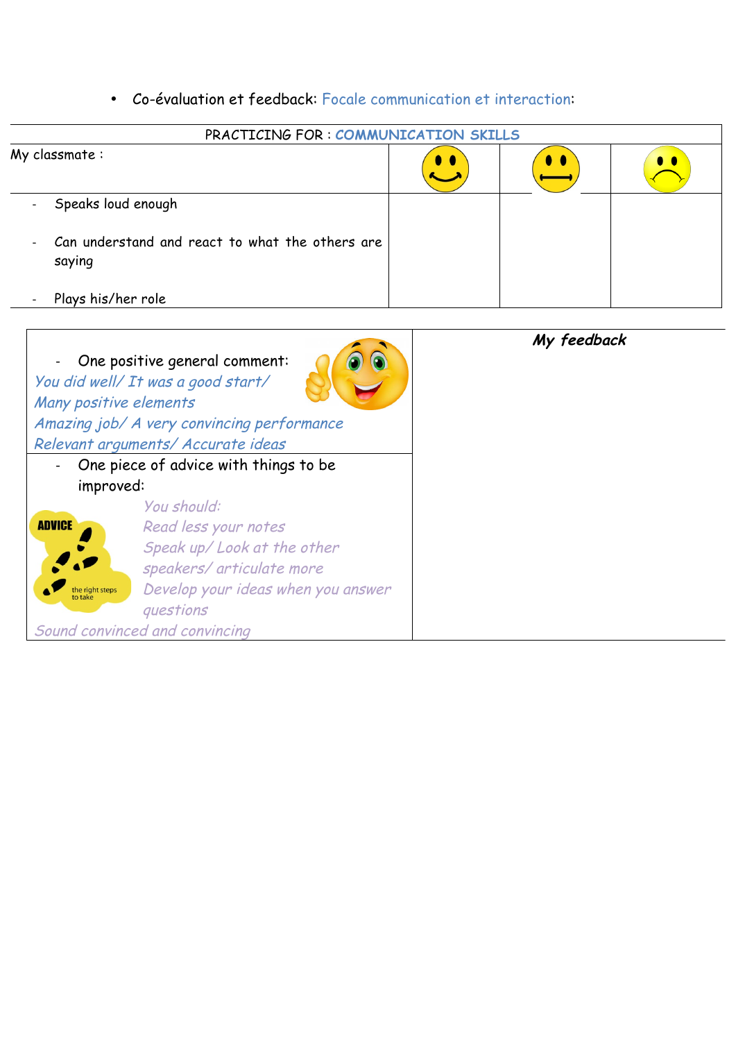- Co-évaluation et feedback: Focale communication et interaction:

| PRACTICING FOR : **COMMUNICATION SKILLS** | | | |
|---|---|---|---|
| My classmate : | 🙂 | 😐 | ☹️ |
| - Speaks loud enough<br><br>- Can understand and react to what the others are saying<br><br>- Plays his/her role | | | |

| | ***My feedback*** |
|---|---|
| - One positive general comment:<br>*You did well/ It was a good start/ Many positive elements*<br>*Amazing job/ A very convincing performance*<br>*Relevant arguments/ Accurate ideas* | |
| - One piece of advice with things to be improved:<br>ADVICE the right steps to take<br>*You should:*<br>*Read less your notes*<br>*Speak up/ Look at the other speakers/ articulate more*<br>*Develop your ideas when you answer questions*<br>*Sound convinced and convincing* | |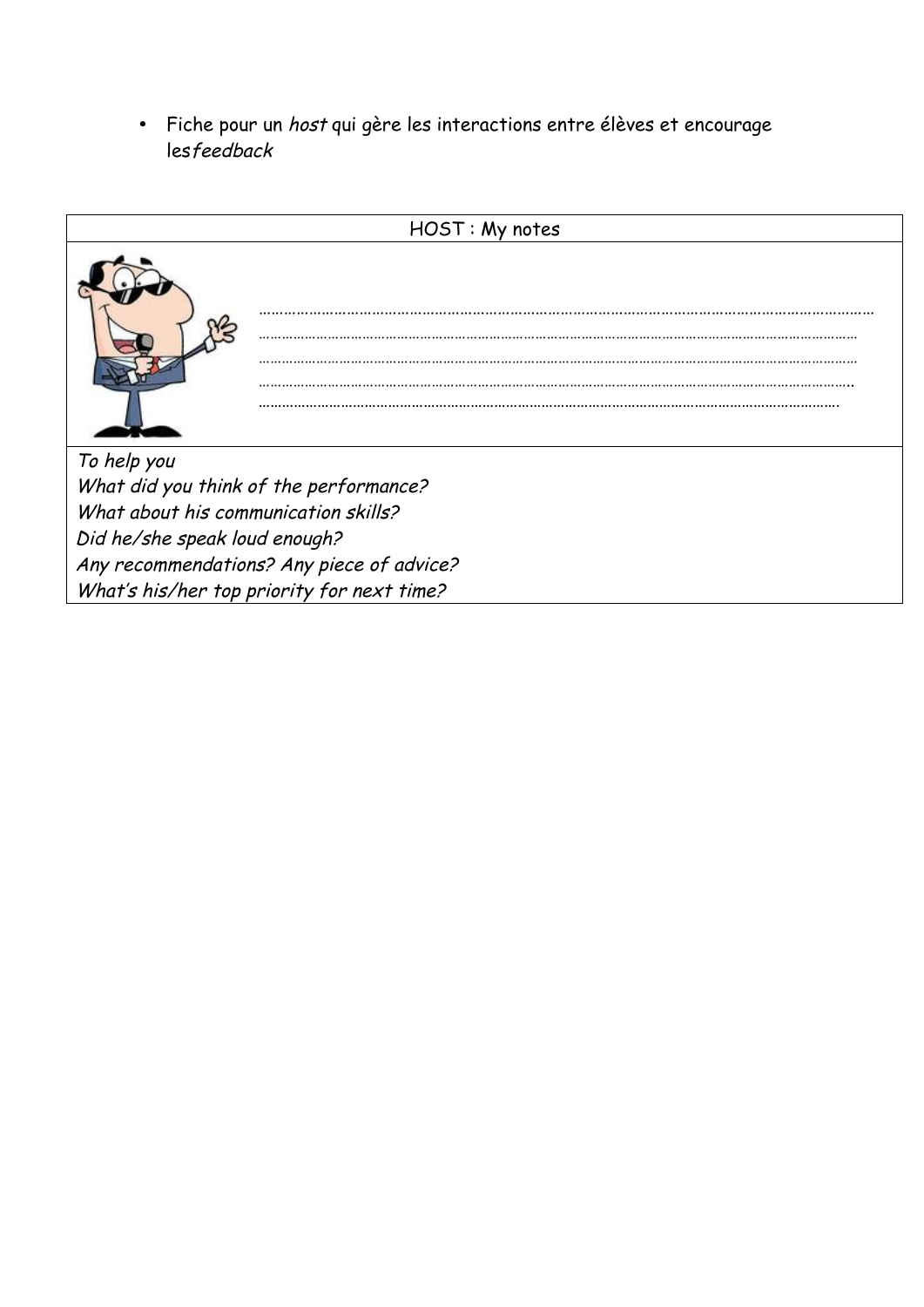- Fiche pour un *host* qui gère les interactions entre élèves et encourage les*feedback*

| HOST : My notes |
|---|
| ……………………………………………………………………………………………………………………………………… ……………………………………………………………………………………………………………………………………… ……………………………………………………………………………………………………………………………………… ……………………………………………………………………………………………………………………………………… ……………………………………………………………………………………………………………………………………… |
| *To help you*<br>*What did you think of the performance?*<br>*What about his communication skills?*<br>*Did he/she speak loud enough?*<br>*Any recommendations? Any piece of advice?*<br>*What's his/her top priority for next time?* |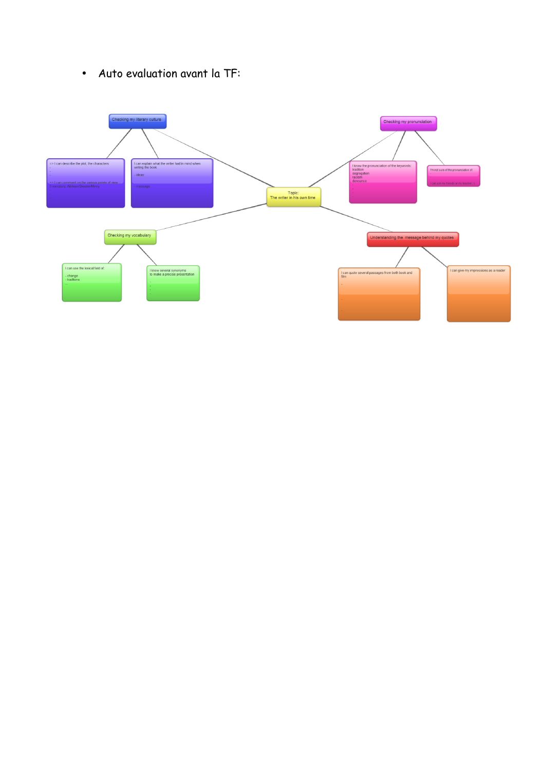- *Auto evaluation avant la TF:*

Topic:
The writer in his own time

Checking my literary culture

=> I can describe the plot, the characters
-
-
-

=> I can comment on the various points of view
3 narrators: Aibileen/Skeeter/Minny

I can explain what the writer had in mind when writing the book

- ideas

- message

Checking my pronunciation

I know the pronunciation of the keywords:
tradition
segregation
racism
denounce
-
-
-

I'm not sure of the pronunciation of:

I can ask my friends or my teacher :)

Checking my vocabulary

I can use the lexical field of:

- change
- traditions
- ...

I know several synonyms
to make a precise presentation
-
-
-

Understanding the message behind my quotes

I can quote several passages from both book and film
-
-
-

I can give my impressions as a reader